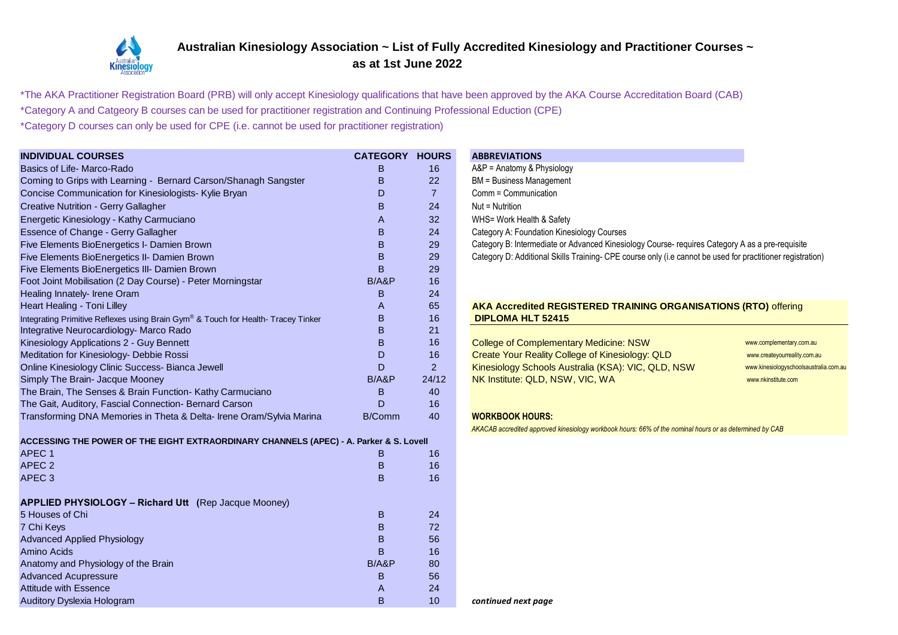# Australian Kinesiology Association ~ List of Fully Accredited Kinesiology and Practitioner Courses ~ as at 1st June 2022

*The AKA Practitioner Registration Board (PRB) will only accept Kinesiology qualifications that have been approved by the AKA Course Accreditation Board (CAB)

*Category A and Catgeory B courses can be used for practitioner registration and Continuing Professional Eduction (CPE)

*Category D courses can only be used for CPE (i.e. cannot be used for practitioner registration)

| INDIVIDUAL COURSES | CATEGORY | HOURS |
|---|---|---|
| Basics of Life- Marco-Rado | B | 16 |
| Coming to Grips with Learning - Bernard Carson/Shanagh Sangster | B | 22 |
| Concise Communication for Kinesiologists- Kylie Bryan | D | 7 |
| Creative Nutrition - Gerry Gallagher | B | 24 |
| Energetic Kinesiology - Kathy Carmuciano | A | 32 |
| Essence of Change - Gerry Gallagher | B | 24 |
| Five Elements BioEnergetics I- Damien Brown | B | 29 |
| Five Elements BioEnergetics II- Damien Brown | B | 29 |
| Five Elements BioEnergetics III- Damien Brown | B | 29 |
| Foot Joint Mobilisation (2 Day Course) - Peter Morningstar | B/A&P | 16 |
| Healing Innately- Irene Oram | B | 24 |
| Heart Healing - Toni Lilley | A | 65 |
| Integrating Primitive Reflexes using Brain Gym® & Touch for Health- Tracey Tinker | B | 16 |
| Integrative Neurocardiology- Marco Rado | B | 21 |
| Kinesiology Applications 2 - Guy Bennett | B | 16 |
| Meditation for Kinesiology- Debbie Rossi | D | 16 |
| Online Kinesiology Clinic Success- Bianca Jewell | D | 2 |
| Simply The Brain- Jacque Mooney | B/A&P | 24/12 |
| The Brain, The Senses & Brain Function- Kathy Carmuciano | B | 40 |
| The Gait, Auditory, Fascial Connection- Bernard Carson | D | 16 |
| Transforming DNA Memories in Theta & Delta- Irene Oram/Sylvia Marina | B/Comm | 40 |
| **ACCESSING THE POWER OF THE EIGHT EXTRAORDINARY CHANNELS (APEC) - A. Parker & S. Lovell** | | |
| APEC 1 | B | 16 |
| APEC 2 | B | 16 |
| APEC 3 | B | 16 |
| **APPLIED PHYSIOLOGY – Richard Utt (Rep Jacque Mooney)** | | |
| 5 Houses of Chi | B | 24 |
| 7 Chi Keys | B | 72 |
| Advanced Applied Physiology | B | 56 |
| Amino Acids | B | 16 |
| Anatomy and Physiology of the Brain | B/A&P | 80 |
| Advanced Acupressure | B | 56 |
| Attitude with Essence | A | 24 |
| Auditory Dyslexia Hologram | B | 10 |

**ABBREVIATIONS**

A&P = Anatomy & Physiology
BM = Business Management
Comm = Communication
Nut = Nutrition
WHS= Work Health & Safety
Category A: Foundation Kinesiology Courses
Category B: Intermediate or Advanced Kinesiology Course- requires Category A as a pre-requisite
Category D: Additional Skills Training- CPE course only (i.e cannot be used for practitioner registration)

**AKA Accredited REGISTERED TRAINING ORGANISATIONS (RTO) offering DIPLOMA HLT 52415**

| RTO | Website |
|---|---|
| College of Complementary Medicine: NSW | www.complementary.com.au |
| Create Your Reality College of Kinesiology: QLD | www.createyourreality.com.au |
| Kinesiology Schools Australia (KSA): VIC, QLD, NSW | www.kinesiologyschoolsaustralia.com.au |
| NK Institute: QLD, NSW, VIC, WA | www.nkinstitute.com |

**WORKBOOK HOURS:**

*AKACAB accredited approved kinesiology workbook hours: 66% of the nominal hours or as determined by CAB*

***continued next page***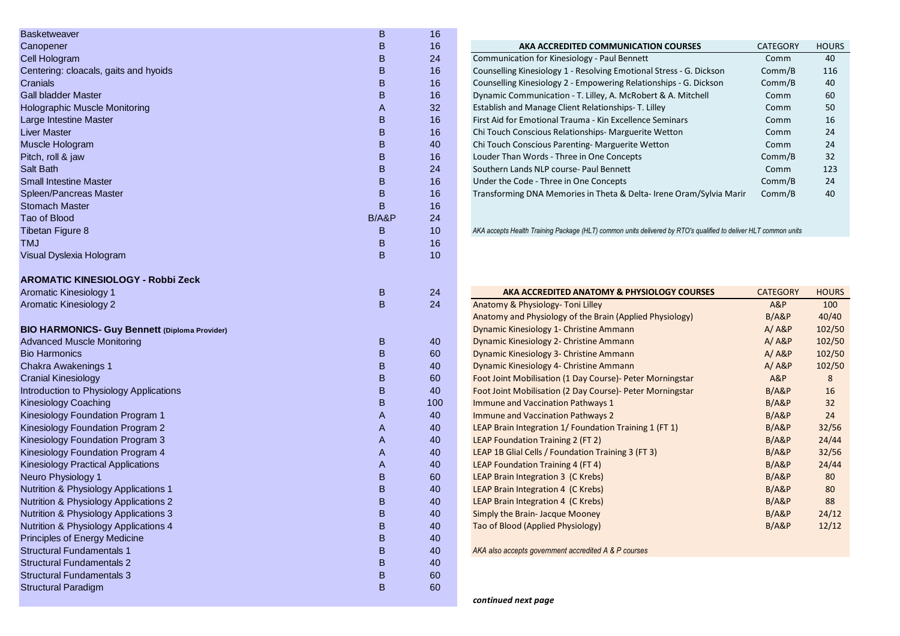| | | |
|---|---|---|
| Basketweaver | B | 16 |
| Canopener | B | 16 |
| Cell Hologram | B | 24 |
| Centering: cloacals, gaits and hyoids | B | 16 |
| Cranials | B | 16 |
| Gall bladder Master | B | 16 |
| Holographic Muscle Monitoring | A | 32 |
| Large Intestine Master | B | 16 |
| Liver Master | B | 16 |
| Muscle Hologram | B | 40 |
| Pitch, roll & jaw | B | 16 |
| Salt Bath | B | 24 |
| Small Intestine Master | B | 16 |
| Spleen/Pancreas Master | B | 16 |
| Stomach Master | B | 16 |
| Tao of Blood | B/A&P | 24 |
| Tibetan Figure 8 | B | 10 |
| TMJ | B | 16 |
| Visual Dyslexia Hologram | B | 10 |

**AROMATIC KINESIOLOGY - Robbi Zeck**

| | | |
|---|---|---|
| Aromatic Kinesiology 1 | B | 24 |
| Aromatic Kinesiology 2 | B | 24 |

**BIO HARMONICS- Guy Bennett (Diploma Provider)**

| | | |
|---|---|---|
| Advanced Muscle Monitoring | B | 40 |
| Bio Harmonics | B | 60 |
| Chakra Awakenings 1 | B | 40 |
| Cranial Kinesiology | B | 60 |
| Introduction to Physiology Applications | B | 40 |
| Kinesiology Coaching | B | 100 |
| Kinesiology Foundation Program 1 | A | 40 |
| Kinesiology Foundation Program 2 | A | 40 |
| Kinesiology Foundation Program 3 | A | 40 |
| Kinesiology Foundation Program 4 | A | 40 |
| Kinesiology Practical Applications | A | 40 |
| Neuro Physiology 1 | B | 60 |
| Nutrition & Physiology Applications 1 | B | 40 |
| Nutrition & Physiology Applications 2 | B | 40 |
| Nutrition & Physiology Applications 3 | B | 40 |
| Nutrition & Physiology Applications 4 | B | 40 |
| Principles of Energy Medicine | B | 40 |
| Structural Fundamentals 1 | B | 40 |
| Structural Fundamentals 2 | B | 40 |
| Structural Fundamentals 3 | B | 60 |
| Structural Paradigm | B | 60 |

| AKA ACCREDITED COMMUNICATION COURSES | CATEGORY | HOURS |
|---|---|---|
| Communication for Kinesiology - Paul Bennett | Comm | 40 |
| Counselling Kinesiology 1 - Resolving Emotional Stress - G. Dickson | Comm/B | 116 |
| Counselling Kinesiology 2 - Empowering Relationships - G. Dickson | Comm/B | 40 |
| Dynamic Communication - T. Lilley, A. McRobert & A. Mitchell | Comm | 60 |
| Establish and Manage Client Relationships- T. Lilley | Comm | 50 |
| First Aid for Emotional Trauma - Kin Excellence Seminars | Comm | 16 |
| Chi Touch Conscious Relationships- Marguerite Wetton | Comm | 24 |
| Chi Touch Conscious Parenting- Marguerite Wetton | Comm | 24 |
| Louder Than Words - Three in One Concepts | Comm/B | 32 |
| Southern Lands NLP course- Paul Bennett | Comm | 123 |
| Under the Code - Three in One Concepts | Comm/B | 24 |
| Transforming DNA Memories in Theta & Delta- Irene Oram/Sylvia Marir | Comm/B | 40 |

*AKA accepts Health Training Package (HLT) common units delivered by RTO's qualified to deliver HLT common units*

| AKA ACCREDITED ANATOMY & PHYSIOLOGY COURSES | CATEGORY | HOURS |
|---|---|---|
| Anatomy & Physiology- Toni Lilley | A&P | 100 |
| Anatomy and Physiology of the Brain (Applied Physiology) | B/A&P | 40/40 |
| Dynamic Kinesiology 1- Christine Ammann | A/ A&P | 102/50 |
| Dynamic Kinesiology 2- Christine Ammann | A/ A&P | 102/50 |
| Dynamic Kinesiology 3- Christine Ammann | A/ A&P | 102/50 |
| Dynamic Kinesiology 4- Christine Ammann | A/ A&P | 102/50 |
| Foot Joint Mobilisation (1 Day Course)- Peter Morningstar | A&P | 8 |
| Foot Joint Mobilisation (2 Day Course)- Peter Morningstar | B/A&P | 16 |
| Immune and Vaccination Pathways 1 | B/A&P | 32 |
| Immune and Vaccination Pathways 2 | B/A&P | 24 |
| LEAP Brain Integration 1/ Foundation Training 1 (FT 1) | B/A&P | 32/56 |
| LEAP Foundation Training 2 (FT 2) | B/A&P | 24/44 |
| LEAP 1B Glial Cells / Foundation Training 3 (FT 3) | B/A&P | 32/56 |
| LEAP Foundation Training 4 (FT 4) | B/A&P | 24/44 |
| LEAP Brain Integration 3 (C Krebs) | B/A&P | 80 |
| LEAP Brain Integration 4 (C Krebs) | B/A&P | 80 |
| LEAP Brain Integration 4 (C Krebs) | B/A&P | 88 |
| Simply the Brain- Jacque Mooney | B/A&P | 24/12 |
| Tao of Blood (Applied Physiology) | B/A&P | 12/12 |

*AKA also accepts government accredited A & P courses*

***continued next page***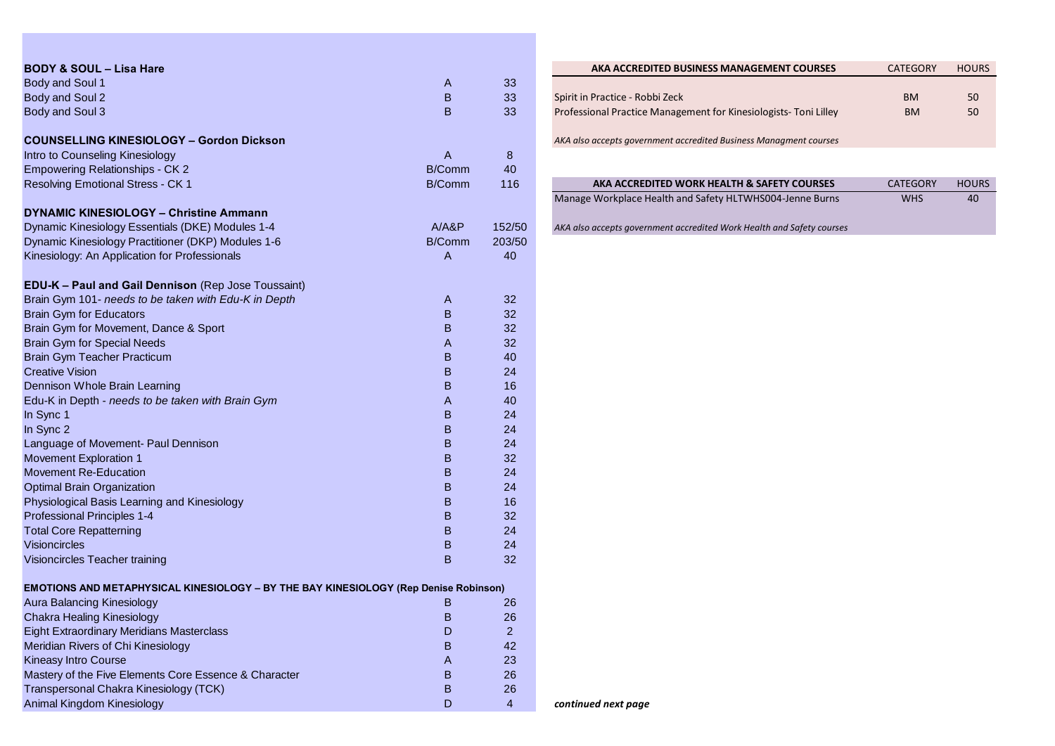| Course | Category | Hours |
|---|---|---|
| **BODY & SOUL – Lisa Hare** | | |
| Body and Soul 1 | A | 33 |
| Body and Soul 2 | B | 33 |
| Body and Soul 3 | B | 33 |
| **COUNSELLING KINESIOLOGY – Gordon Dickson** | | |
| Intro to Counseling Kinesiology | A | 8 |
| Empowering Relationships - CK 2 | B/Comm | 40 |
| Resolving Emotional Stress - CK 1 | B/Comm | 116 |
| **DYNAMIC KINESIOLOGY – Christine Ammann** | | |
| Dynamic Kinesiology Essentials (DKE) Modules 1-4 | A/A&P | 152/50 |
| Dynamic Kinesiology Practitioner (DKP) Modules 1-6 | B/Comm | 203/50 |
| Kinesiology: An Application for Professionals | A | 40 |
| **EDU-K – Paul and Gail Dennison** (Rep Jose Toussaint) | | |
| Brain Gym 101- *needs to be taken with Edu-K in Depth* | A | 32 |
| Brain Gym for Educators | B | 32 |
| Brain Gym for Movement, Dance & Sport | B | 32 |
| Brain Gym for Special Needs | A | 32 |
| Brain Gym Teacher Practicum | B | 40 |
| Creative Vision | B | 24 |
| Dennison Whole Brain Learning | B | 16 |
| Edu-K in Depth - *needs to be taken with Brain Gym* | A | 40 |
| In Sync 1 | B | 24 |
| In Sync 2 | B | 24 |
| Language of Movement- Paul Dennison | B | 24 |
| Movement Exploration 1 | B | 32 |
| Movement Re-Education | B | 24 |
| Optimal Brain Organization | B | 24 |
| Physiological Basis Learning and Kinesiology | B | 16 |
| Professional Principles 1-4 | B | 32 |
| Total Core Repatterning | B | 24 |
| Visioncircles | B | 24 |
| Visioncircles Teacher training | B | 32 |
| **EMOTIONS AND METAPHYSICAL KINESIOLOGY – BY THE BAY KINESIOLOGY (Rep Denise Robinson)** | | |
| Aura Balancing Kinesiology | B | 26 |
| Chakra Healing Kinesiology | B | 26 |
| Eight Extraordinary Meridians Masterclass | D | 2 |
| Meridian Rivers of Chi Kinesiology | B | 42 |
| Kineasy Intro Course | A | 23 |
| Mastery of the Five Elements Core Essence & Character | B | 26 |
| Transpersonal Chakra Kinesiology (TCK) | B | 26 |
| Animal Kingdom Kinesiology | D | 4 |

| **AKA ACCREDITED BUSINESS MANAGEMENT COURSES** | CATEGORY | HOURS |
|---|---|---|
| Spirit in Practice - Robbi Zeck | BM | 50 |
| Professional Practice Management for Kinesiologists- Toni Lilley | BM | 50 |

*AKA also accepts government accredited Business Managment courses*

| **AKA ACCREDITED WORK HEALTH & SAFETY COURSES** | CATEGORY | HOURS |
|---|---|---|
| Manage Workplace Health and Safety HLTWHS004-Jenne Burns | WHS | 40 |

*AKA also accepts government accredited Work Health and Safety courses*

***continued next page***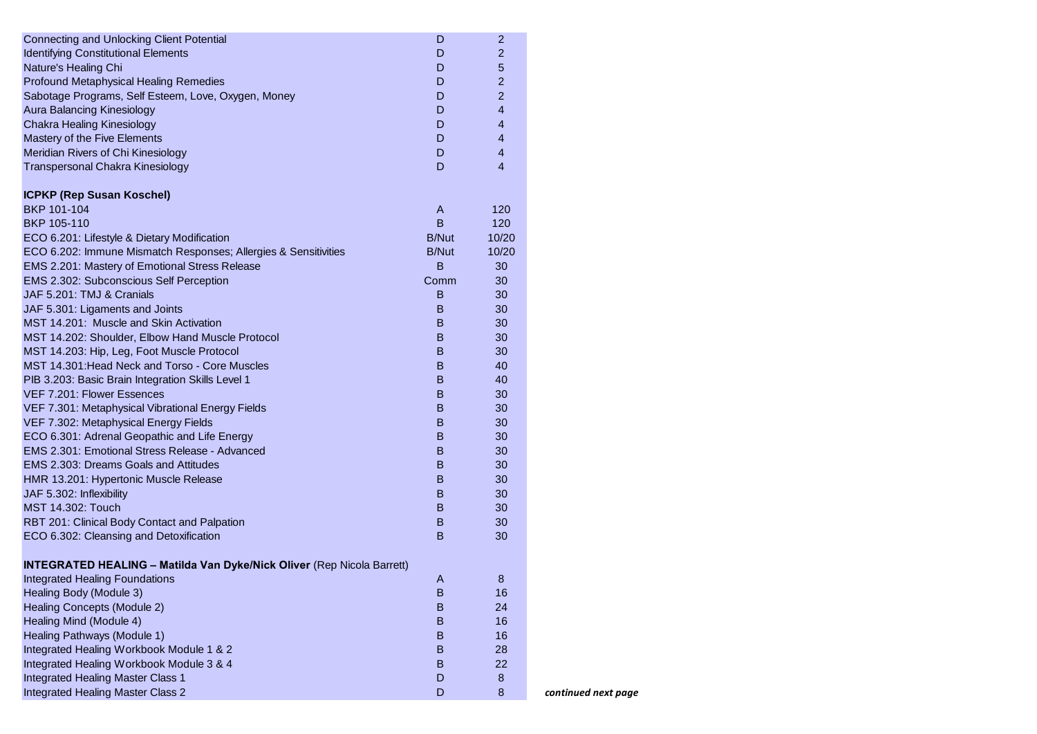| | | |
|---|---|---|
| Connecting and Unlocking Client Potential | D | 2 |
| Identifying Constitutional Elements | D | 2 |
| Nature's Healing Chi | D | 5 |
| Profound Metaphysical Healing Remedies | D | 2 |
| Sabotage Programs, Self Esteem, Love, Oxygen, Money | D | 2 |
| Aura Balancing Kinesiology | D | 4 |
| Chakra Healing Kinesiology | D | 4 |
| Mastery of the Five Elements | D | 4 |
| Meridian Rivers of Chi Kinesiology | D | 4 |
| Transpersonal Chakra Kinesiology | D | 4 |
| | | |
| **ICPKP (Rep Susan Koschel)** | | |
| BKP 101-104 | A | 120 |
| BKP 105-110 | B | 120 |
| ECO 6.201: Lifestyle & Dietary Modification | B/Nut | 10/20 |
| ECO 6.202: Immune Mismatch Responses; Allergies & Sensitivities | B/Nut | 10/20 |
| EMS 2.201: Mastery of Emotional Stress Release | B | 30 |
| EMS 2.302: Subconscious Self Perception | Comm | 30 |
| JAF 5.201: TMJ & Cranials | B | 30 |
| JAF 5.301: Ligaments and Joints | B | 30 |
| MST 14.201: Muscle and Skin Activation | B | 30 |
| MST 14.202: Shoulder, Elbow Hand Muscle Protocol | B | 30 |
| MST 14.203: Hip, Leg, Foot Muscle Protocol | B | 30 |
| MST 14.301:Head Neck and Torso - Core Muscles | B | 40 |
| PIB 3.203: Basic Brain Integration Skills Level 1 | B | 40 |
| VEF 7.201: Flower Essences | B | 30 |
| VEF 7.301: Metaphysical Vibrational Energy Fields | B | 30 |
| VEF 7.302: Metaphysical Energy Fields | B | 30 |
| ECO 6.301: Adrenal Geopathic and Life Energy | B | 30 |
| EMS 2.301: Emotional Stress Release - Advanced | B | 30 |
| EMS 2.303: Dreams Goals and Attitudes | B | 30 |
| HMR 13.201: Hypertonic Muscle Release | B | 30 |
| JAF 5.302: Inflexibility | B | 30 |
| MST 14.302: Touch | B | 30 |
| RBT 201: Clinical Body Contact and Palpation | B | 30 |
| ECO 6.302: Cleansing and Detoxification | B | 30 |
| | | |
| **INTEGRATED HEALING – Matilda Van Dyke/Nick Oliver** (Rep Nicola Barrett) | | |
| Integrated Healing Foundations | A | 8 |
| Healing Body (Module 3) | B | 16 |
| Healing Concepts (Module 2) | B | 24 |
| Healing Mind (Module 4) | B | 16 |
| Healing Pathways (Module 1) | B | 16 |
| Integrated Healing Workbook Module 1 & 2 | B | 28 |
| Integrated Healing Workbook Module 3 & 4 | B | 22 |
| Integrated Healing Master Class 1 | D | 8 |
| Integrated Healing Master Class 2 | D | 8 |

***continued next page***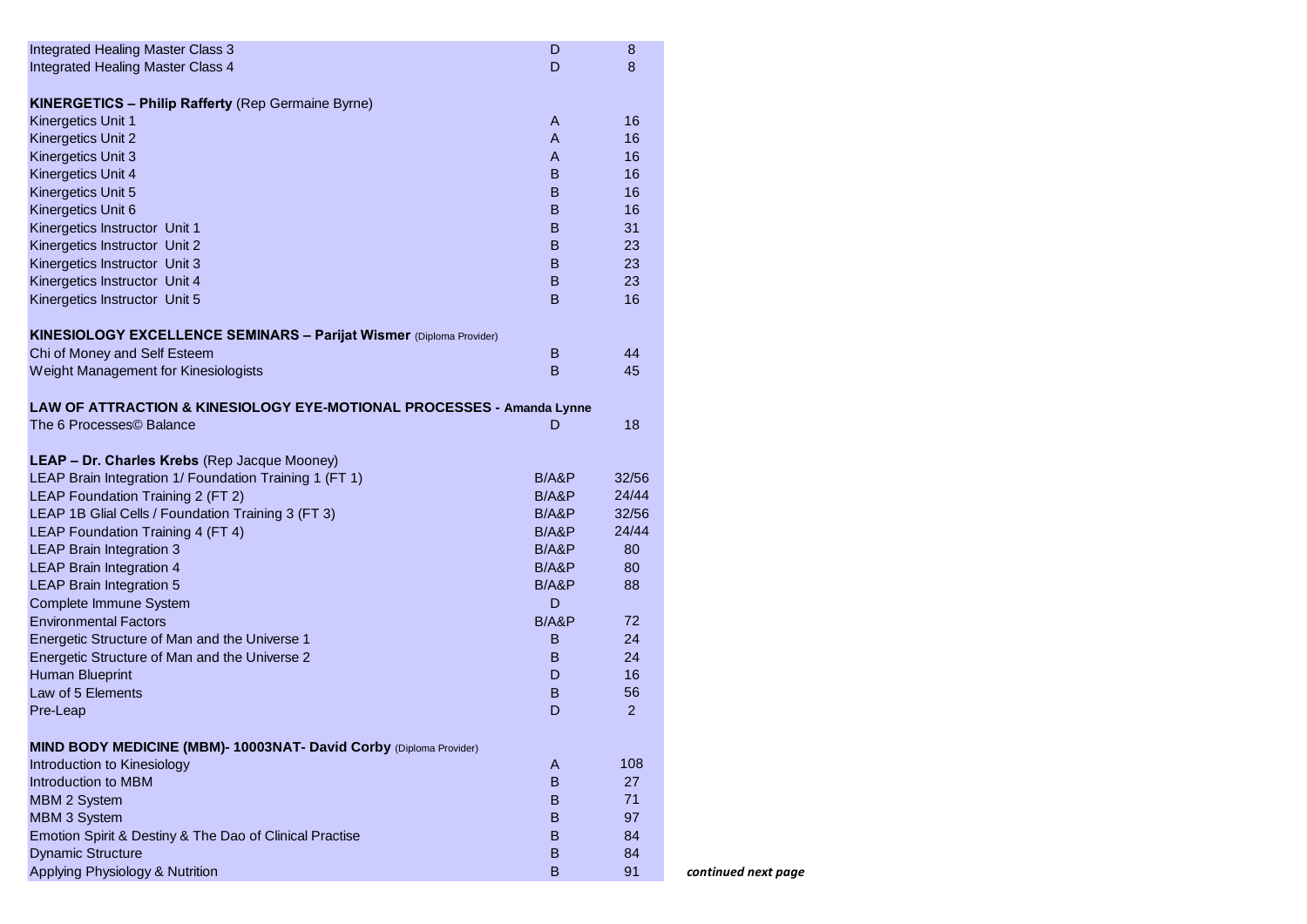| | | |
|---|---|---|
| Integrated Healing Master Class 3 | D | 8 |
| Integrated Healing Master Class 4 | D | 8 |
| | | |
| **KINERGETICS – Philip Rafferty** (Rep Germaine Byrne) | | |
| Kinergetics Unit 1 | A | 16 |
| Kinergetics Unit 2 | A | 16 |
| Kinergetics Unit 3 | A | 16 |
| Kinergetics Unit 4 | B | 16 |
| Kinergetics Unit 5 | B | 16 |
| Kinergetics Unit 6 | B | 16 |
| Kinergetics Instructor Unit 1 | B | 31 |
| Kinergetics Instructor Unit 2 | B | 23 |
| Kinergetics Instructor Unit 3 | B | 23 |
| Kinergetics Instructor Unit 4 | B | 23 |
| Kinergetics Instructor Unit 5 | B | 16 |
| | | |
| **KINESIOLOGY EXCELLENCE SEMINARS – Parijat Wismer** (Diploma Provider) | | |
| Chi of Money and Self Esteem | B | 44 |
| Weight Management for Kinesiologists | B | 45 |
| | | |
| **LAW OF ATTRACTION & KINESIOLOGY EYE-MOTIONAL PROCESSES - Amanda Lynne** | | |
| The 6 Processes© Balance | D | 18 |
| | | |
| **LEAP – Dr. Charles Krebs** (Rep Jacque Mooney) | | |
| LEAP Brain Integration 1/ Foundation Training 1 (FT 1) | B/A&P | 32/56 |
| LEAP Foundation Training 2 (FT 2) | B/A&P | 24/44 |
| LEAP 1B Glial Cells / Foundation Training 3 (FT 3) | B/A&P | 32/56 |
| LEAP Foundation Training 4 (FT 4) | B/A&P | 24/44 |
| LEAP Brain Integration 3 | B/A&P | 80 |
| LEAP Brain Integration 4 | B/A&P | 80 |
| LEAP Brain Integration 5 | B/A&P | 88 |
| Complete Immune System | D | |
| Environmental Factors | B/A&P | 72 |
| Energetic Structure of Man and the Universe 1 | B | 24 |
| Energetic Structure of Man and the Universe 2 | B | 24 |
| Human Blueprint | D | 16 |
| Law of 5 Elements | B | 56 |
| Pre-Leap | D | 2 |
| | | |
| **MIND BODY MEDICINE (MBM)- 10003NAT- David Corby** (Diploma Provider) | | |
| Introduction to Kinesiology | A | 108 |
| Introduction to MBM | B | 27 |
| MBM 2 System | B | 71 |
| MBM 3 System | B | 97 |
| Emotion Spirit & Destiny & The Dao of Clinical Practise | B | 84 |
| Dynamic Structure | B | 84 |
| Applying Physiology & Nutrition | B | 91 |

***continued next page***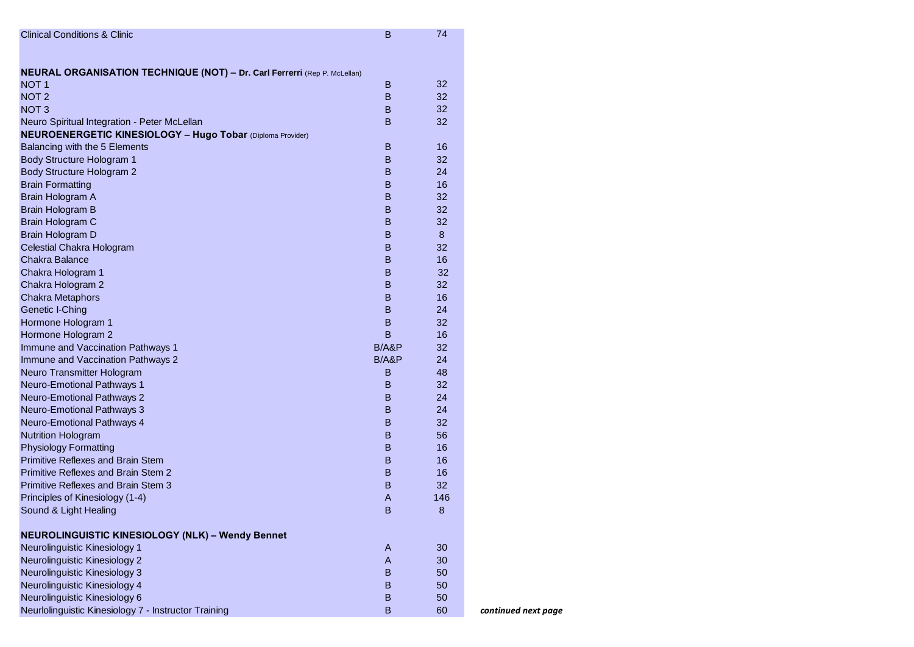| | | |
|---|---|---|
| Clinical Conditions & Clinic | B | 74 |
| | | |
| **NEURAL ORGANISATION TECHNIQUE (NOT) – Dr. Carl Ferrerri** (Rep P. McLellan) | | |
| NOT 1 | B | 32 |
| NOT 2 | B | 32 |
| NOT 3 | B | 32 |
| Neuro Spiritual Integration - Peter McLellan | B | 32 |
| **NEUROENERGETIC KINESIOLOGY – Hugo Tobar** (Diploma Provider) | | |
| Balancing with the 5 Elements | B | 16 |
| Body Structure Hologram 1 | B | 32 |
| Body Structure Hologram 2 | B | 24 |
| Brain Formatting | B | 16 |
| Brain Hologram A | B | 32 |
| Brain Hologram B | B | 32 |
| Brain Hologram C | B | 32 |
| Brain Hologram D | B | 8 |
| Celestial Chakra Hologram | B | 32 |
| Chakra Balance | B | 16 |
| Chakra Hologram 1 | B | 32 |
| Chakra Hologram 2 | B | 32 |
| Chakra Metaphors | B | 16 |
| Genetic I-Ching | B | 24 |
| Hormone Hologram 1 | B | 32 |
| Hormone Hologram 2 | B | 16 |
| Immune and Vaccination Pathways 1 | B/A&P | 32 |
| Immune and Vaccination Pathways 2 | B/A&P | 24 |
| Neuro Transmitter Hologram | B | 48 |
| Neuro-Emotional Pathways 1 | B | 32 |
| Neuro-Emotional Pathways 2 | B | 24 |
| Neuro-Emotional Pathways 3 | B | 24 |
| Neuro-Emotional Pathways 4 | B | 32 |
| Nutrition Hologram | B | 56 |
| Physiology Formatting | B | 16 |
| Primitive Reflexes and Brain Stem | B | 16 |
| Primitive Reflexes and Brain Stem 2 | B | 16 |
| Primitive Reflexes and Brain Stem 3 | B | 32 |
| Principles of Kinesiology (1-4) | A | 146 |
| Sound & Light Healing | B | 8 |
| | | |
| **NEUROLINGUISTIC KINESIOLOGY (NLK) – Wendy Bennet** | | |
| Neurolinguistic Kinesiology 1 | A | 30 |
| Neurolinguistic Kinesiology 2 | A | 30 |
| Neurolinguistic Kinesiology 3 | B | 50 |
| Neurolinguistic Kinesiology 4 | B | 50 |
| Neurolinguistic Kinesiology 6 | B | 50 |
| Neurlolinguistic Kinesiology 7 - Instructor Training | B | 60 |

***continued next page***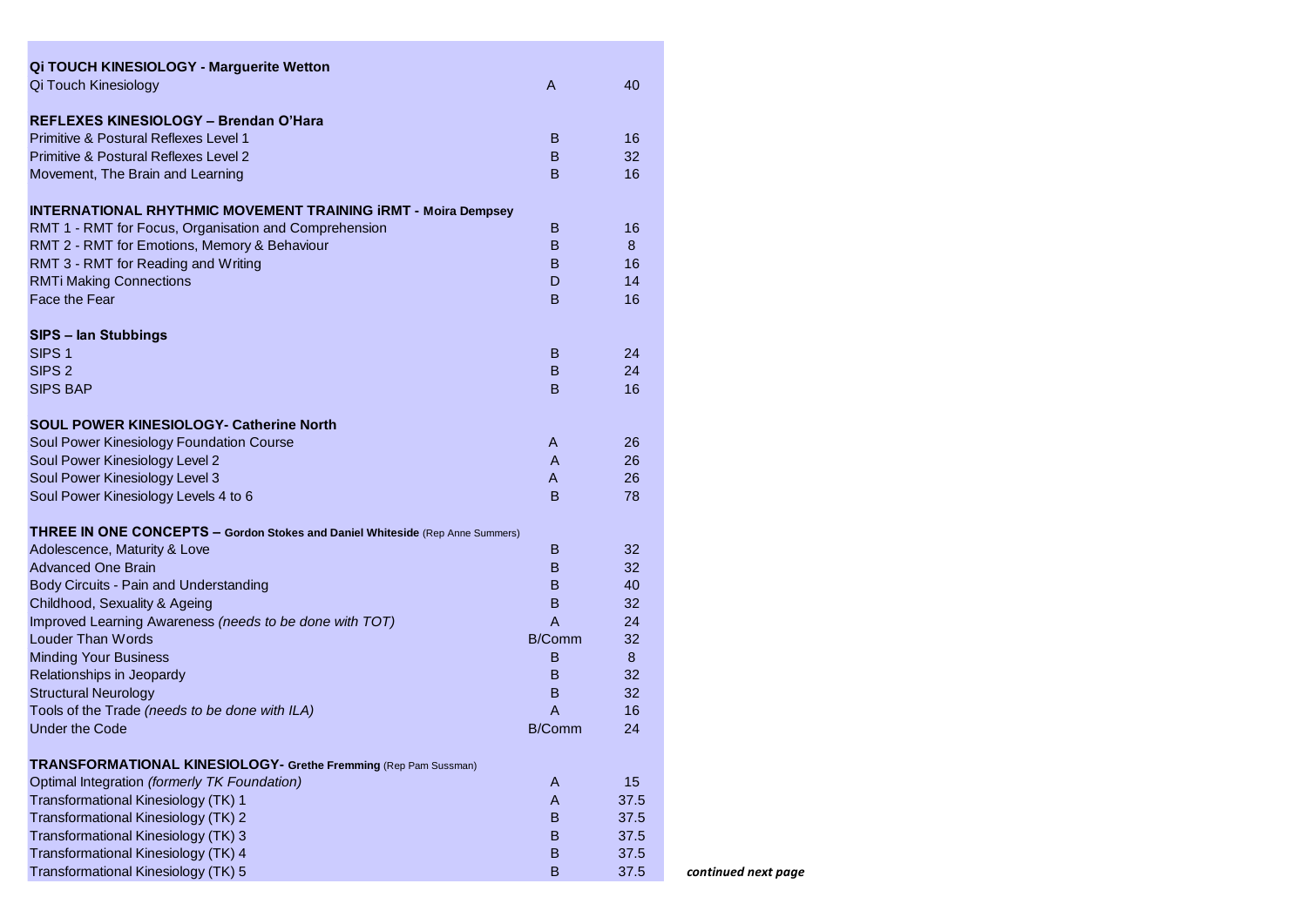| | | |
|---|---|---|
| **Qi TOUCH KINESIOLOGY - Marguerite Wetton** | | |
| Qi Touch Kinesiology | A | 40 |
| | | |
| **REFLEXES KINESIOLOGY – Brendan O'Hara** | | |
| Primitive & Postural Reflexes Level 1 | B | 16 |
| Primitive & Postural Reflexes Level 2 | B | 32 |
| Movement, The Brain and Learning | B | 16 |
| | | |
| **INTERNATIONAL RHYTHMIC MOVEMENT TRAINING iRMT - Moira Dempsey** | | |
| RMT 1 - RMT for Focus, Organisation and Comprehension | B | 16 |
| RMT 2 - RMT for Emotions, Memory & Behaviour | B | 8 |
| RMT 3 - RMT for Reading and Writing | B | 16 |
| RMTi Making Connections | D | 14 |
| Face the Fear | B | 16 |
| | | |
| **SIPS – Ian Stubbings** | | |
| SIPS 1 | B | 24 |
| SIPS 2 | B | 24 |
| SIPS BAP | B | 16 |
| | | |
| **SOUL POWER KINESIOLOGY- Catherine North** | | |
| Soul Power Kinesiology Foundation Course | A | 26 |
| Soul Power Kinesiology Level 2 | A | 26 |
| Soul Power Kinesiology Level 3 | A | 26 |
| Soul Power Kinesiology Levels 4 to 6 | B | 78 |
| | | |
| **THREE IN ONE CONCEPTS – Gordon Stokes and Daniel Whiteside** (Rep Anne Summers) | | |
| Adolescence, Maturity & Love | B | 32 |
| Advanced One Brain | B | 32 |
| Body Circuits - Pain and Understanding | B | 40 |
| Childhood, Sexuality & Ageing | B | 32 |
| Improved Learning Awareness *(needs to be done with TOT)* | A | 24 |
| Louder Than Words | B/Comm | 32 |
| Minding Your Business | B | 8 |
| Relationships in Jeopardy | B | 32 |
| Structural Neurology | B | 32 |
| Tools of the Trade *(needs to be done with ILA)* | A | 16 |
| Under the Code | B/Comm | 24 |
| | | |
| **TRANSFORMATIONAL KINESIOLOGY- Grethe Fremming** (Rep Pam Sussman) | | |
| Optimal Integration *(formerly TK Foundation)* | A | 15 |
| Transformational Kinesiology (TK) 1 | A | 37.5 |
| Transformational Kinesiology (TK) 2 | B | 37.5 |
| Transformational Kinesiology (TK) 3 | B | 37.5 |
| Transformational Kinesiology (TK) 4 | B | 37.5 |
| Transformational Kinesiology (TK) 5 | B | 37.5 |

***continued next page***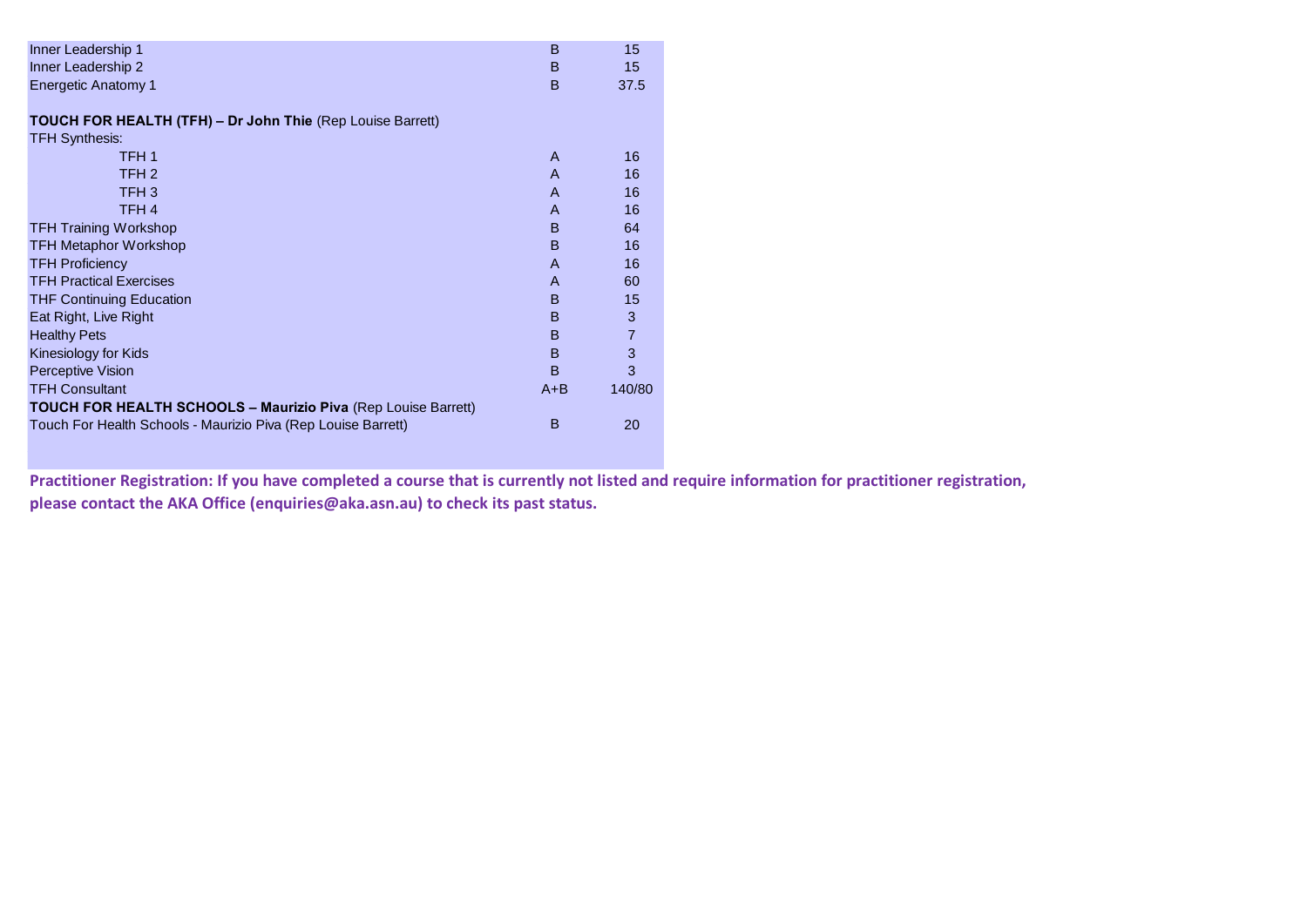| | | |
|---|---|---|
| Inner Leadership 1 | B | 15 |
| Inner Leadership 2 | B | 15 |
| Energetic Anatomy 1 | B | 37.5 |
| **TOUCH FOR HEALTH (TFH) – Dr John Thie** (Rep Louise Barrett) | | |
| TFH Synthesis: | | |
| TFH 1 | A | 16 |
| TFH 2 | A | 16 |
| TFH 3 | A | 16 |
| TFH 4 | A | 16 |
| TFH Training Workshop | B | 64 |
| TFH Metaphor Workshop | B | 16 |
| TFH Proficiency | A | 16 |
| TFH Practical Exercises | A | 60 |
| THF Continuing Education | B | 15 |
| Eat Right, Live Right | B | 3 |
| Healthy Pets | B | 7 |
| Kinesiology for Kids | B | 3 |
| Perceptive Vision | B | 3 |
| TFH Consultant | A+B | 140/80 |
| **TOUCH FOR HEALTH SCHOOLS – Maurizio Piva** (Rep Louise Barrett) | | |
| Touch For Health Schools - Maurizio Piva (Rep Louise Barrett) | B | 20 |

**Practitioner Registration: If you have completed a course that is currently not listed and require information for practitioner registration, please contact the AKA Office (enquiries@aka.asn.au) to check its past status.**